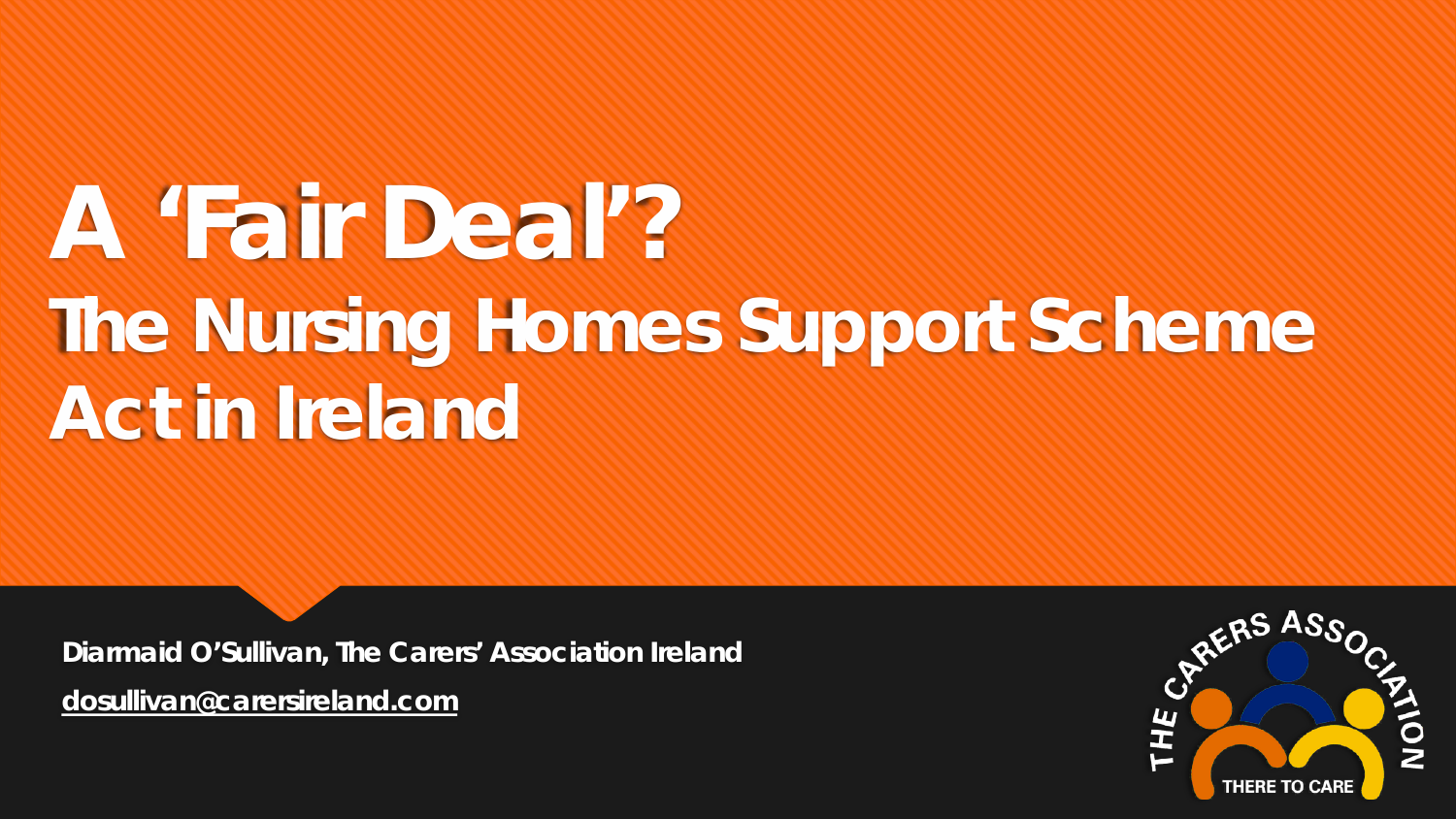# A 'Fair Deal'?

## The Nursing Homes Support Scheme Act in Ireland

Diarmaid O'Sullivan, The Carers' Association Ireland

dosullivan@carersireland.com

THE CARERS ASSOCIATION

THERE TO CARE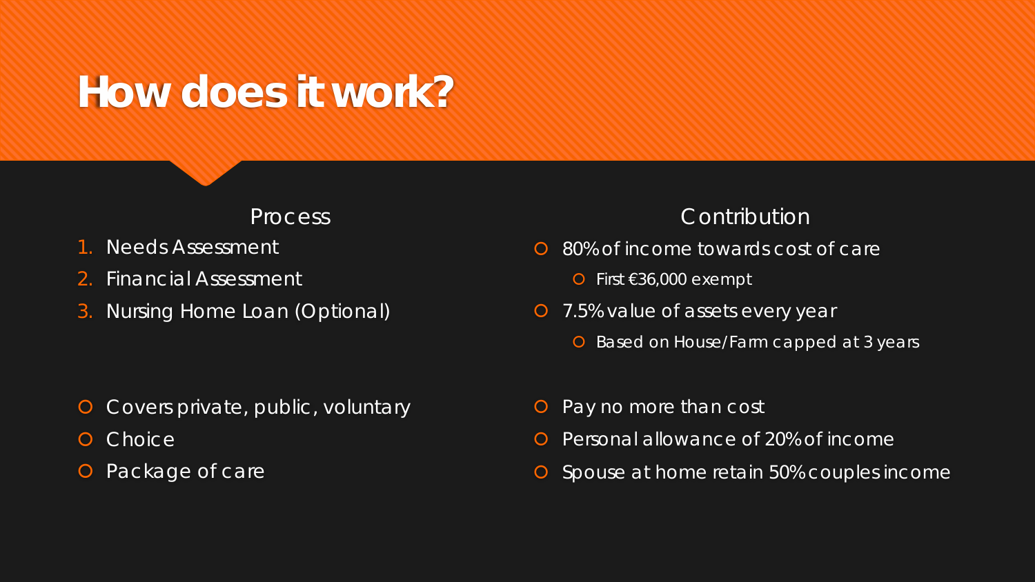# How does it work?

## Process

1. Needs Assessment
2. Financial Assessment
3. Nursing Home Loan (Optional)

- Covers private, public, voluntary
- Choice
- Package of care

## Contribution

- 80% of income towards cost of care
  - First €36,000 exempt
- 7.5% value of assets every year
  - Based on House/Farm capped at 3 years

- Pay no more than cost
- Personal allowance of 20% of income
- Spouse at home retain 50% couples income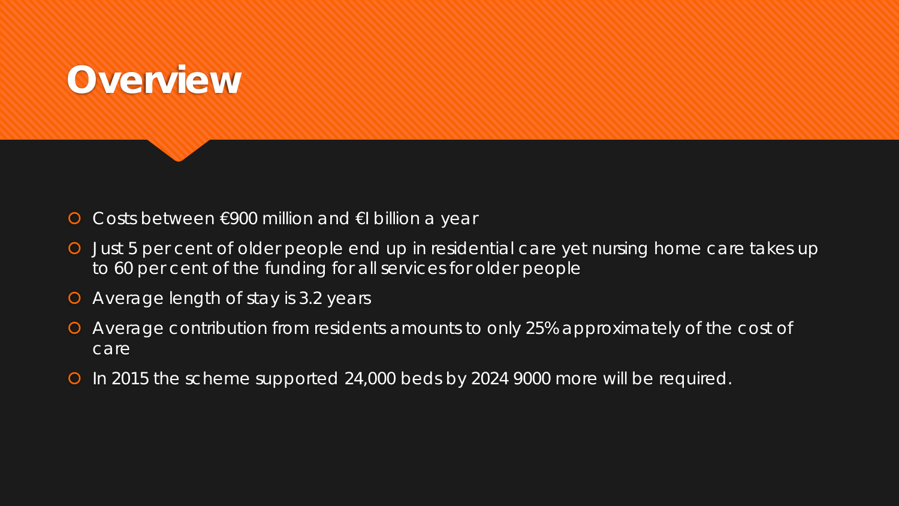# Overview

- Costs between €900 million and €I billion a year
- Just 5 per cent of older people end up in residential care yet nursing home care takes up to 60 per cent of the funding for all services for older people
- Average length of stay is 3.2 years
- Average contribution from residents amounts to only 25% approximately of the cost of care
- In 2015 the scheme supported 24,000 beds by 2024 9000 more will be required.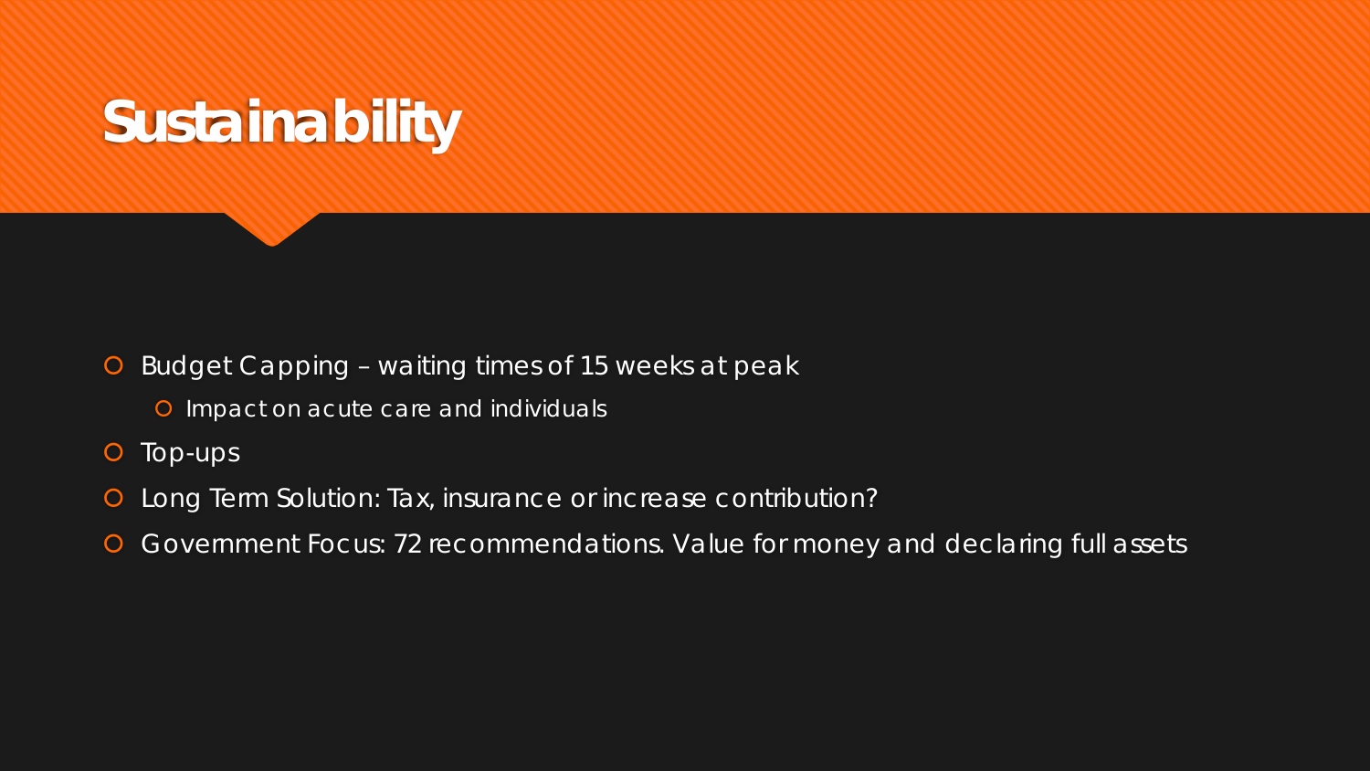# Sustainability

- Budget Capping – waiting times of 15 weeks at peak
  - Impact on acute care and individuals
- Top-ups
- Long Term Solution: Tax, insurance or increase contribution?
- Government Focus: 72 recommendations. Value for money and declaring full assets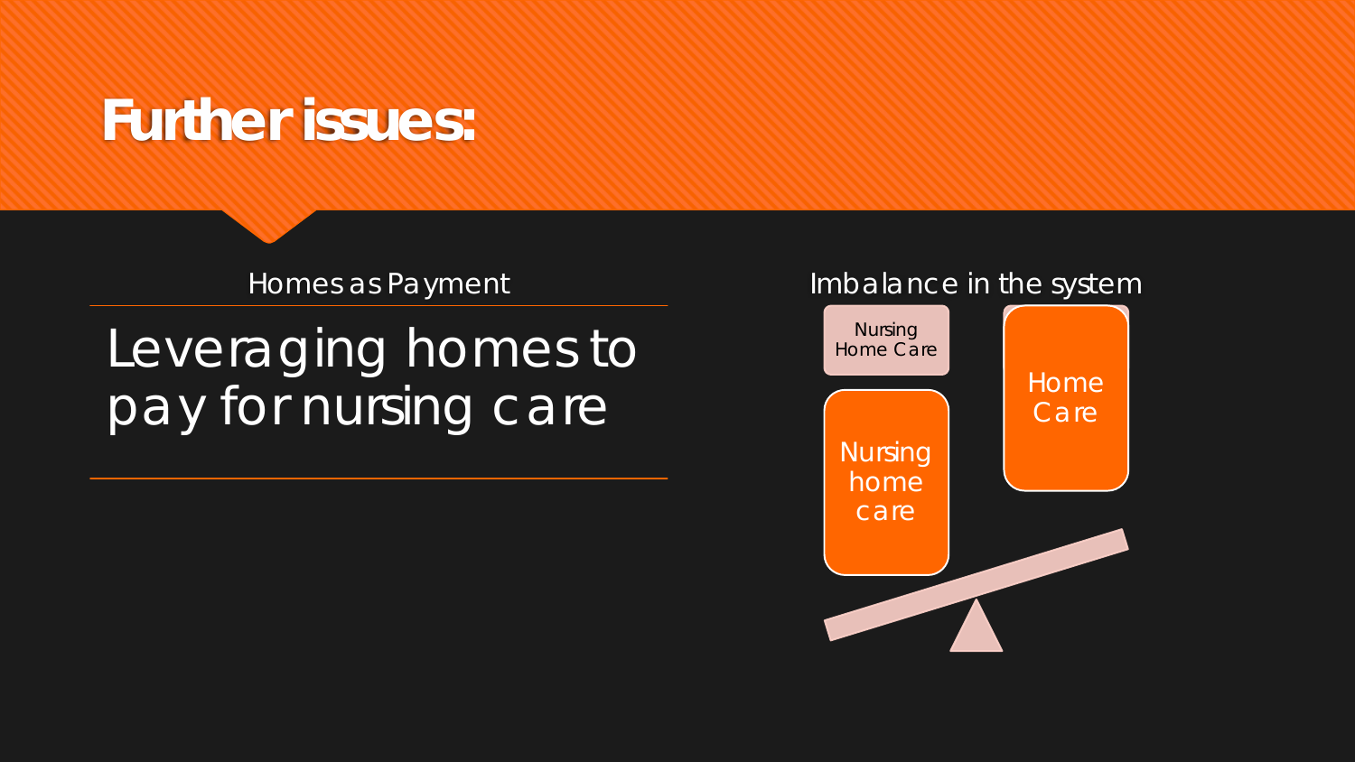# Further issues:

## Homes as Payment

Leveraging homes to pay for nursing care

## Imbalance in the system

Nursing Home Care

Nursing home care

Home Care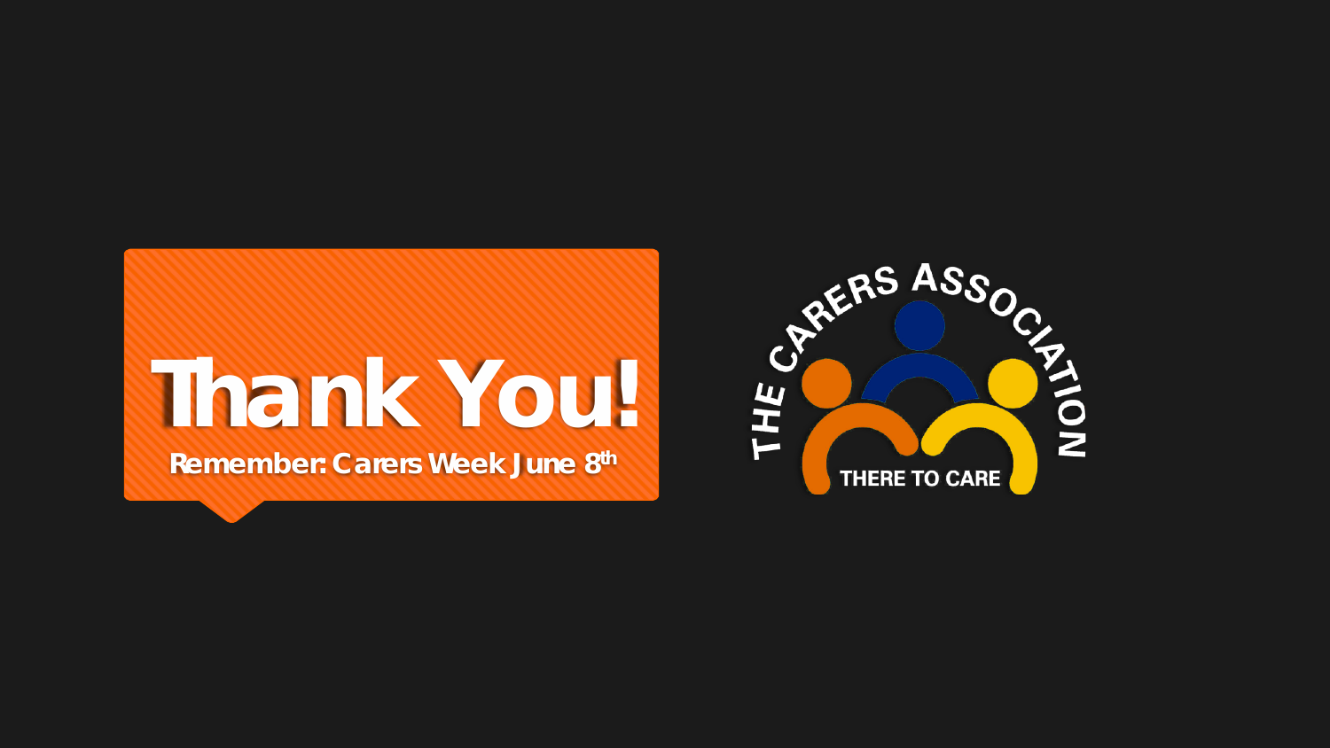# Thank You!

**Remember: Carers Week June 8th**

THE CARERS ASSOCIATION

THERE TO CARE